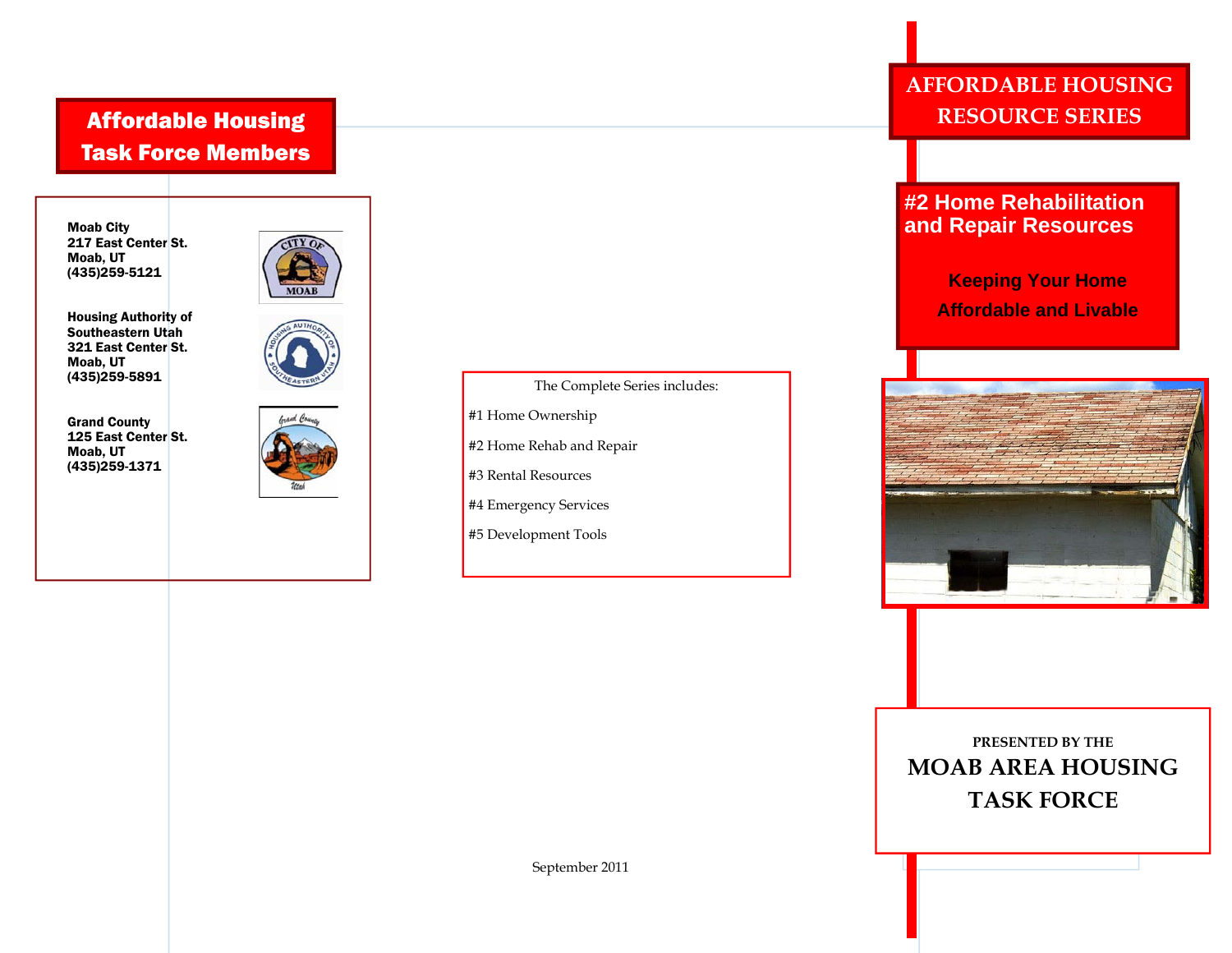## Affordable Housing Task Force Members

**Moab City**
**217 East Center St.**
**Moab, UT**
**(435)259-5121**

**Housing Authority of Southeastern Utah**
**321 East Center St.**
**Moab, UT**
**(435)259-5891**

**Grand County**
**125 East Center St.**
**Moab, UT**
**(435)259-1371**

The Complete Series includes:

#1 Home Ownership

#2 Home Rehab and Repair

#3 Rental Resources

#4 Emergency Services

#5 Development Tools

September 2011

# AFFORDABLE HOUSING RESOURCE SERIES

## #2 Home Rehabilitation and Repair Resources

**Keeping Your Home Affordable and Livable**

PRESENTED BY THE

**MOAB AREA HOUSING TASK FORCE**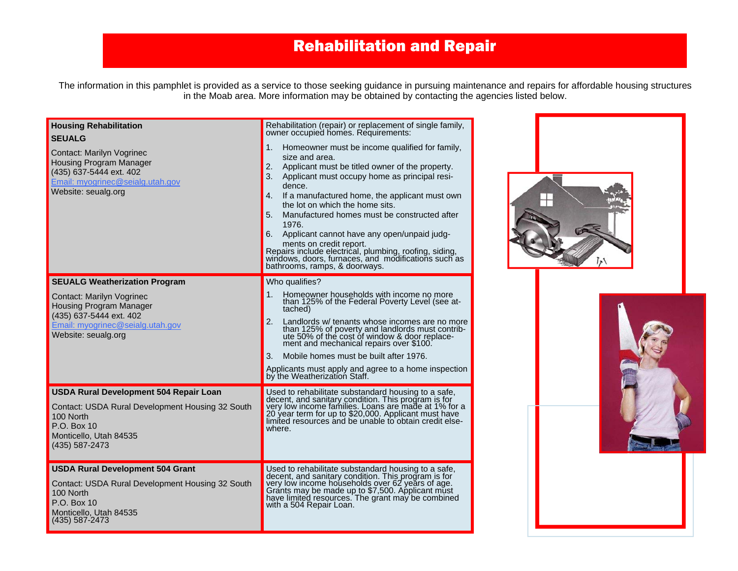# Rehabilitation and Repair

The information in this pamphlet is provided as a service to those seeking guidance in pursuing maintenance and repairs for affordable housing structures in the Moab area. More information may be obtained by contacting the agencies listed below.

| | |
|---|---|
| **Housing Rehabilitation**<br>**SEUALG**<br>Contact: Marilyn Vogrinec<br>Housing Program Manager<br>(435) 637-5444 ext. 402<br>Email: myogrinec@seialg.utah.gov<br>Website: seualg.org | Rehabilitation (repair) or replacement of single family, owner occupied homes. Requirements:<br>1. Homeowner must be income qualified for family, size and area.<br>2. Applicant must be titled owner of the property.<br>3. Applicant must occupy home as principal residence.<br>4. If a manufactured home, the applicant must own the lot on which the home sits.<br>5. Manufactured homes must be constructed after 1976.<br>6. Applicant cannot have any open/unpaid judgments on credit report.<br>Repairs include electrical, plumbing, roofing, siding, windows, doors, furnaces, and modifications such as bathrooms, ramps, & doorways. |
| **SEUALG Weatherization Program**<br>Contact: Marilyn Vogrinec<br>Housing Program Manager<br>(435) 637-5444 ext. 402<br>Email: myogrinec@seialg.utah.gov<br>Website: seualg.org | Who qualifies?<br>1. Homeowner households with income no more than 125% of the Federal Poverty Level (see attached)<br>2. Landlords w/ tenants whose incomes are no more than 125% of poverty and landlords must contribute 50% of the cost of window & door replacement and mechanical repairs over $100.<br>3. Mobile homes must be built after 1976.<br>Applicants must apply and agree to a home inspection by the Weatherization Staff. |
| **USDA Rural Development 504 Repair Loan**<br>Contact: USDA Rural Development Housing 32 South 100 North<br>P.O. Box 10<br>Monticello, Utah 84535<br>(435) 587-2473 | Used to rehabilitate substandard housing to a safe, decent, and sanitary condition. This program is for very low income families. Loans are made at 1% for a 20 year term for up to $20,000. Applicant must have limited resources and be unable to obtain credit elsewhere. |
| **USDA Rural Development 504 Grant**<br>Contact: USDA Rural Development Housing 32 South 100 North<br>P.O. Box 10<br>Monticello, Utah 84535<br>(435) 587-2473 | Used to rehabilitate substandard housing to a safe, decent, and sanitary condition. This program is for very low income households over 62 years of age. Grants may be made up to $7,500. Applicant must have limited resources. The grant may be combined with a 504 Repair Loan. |